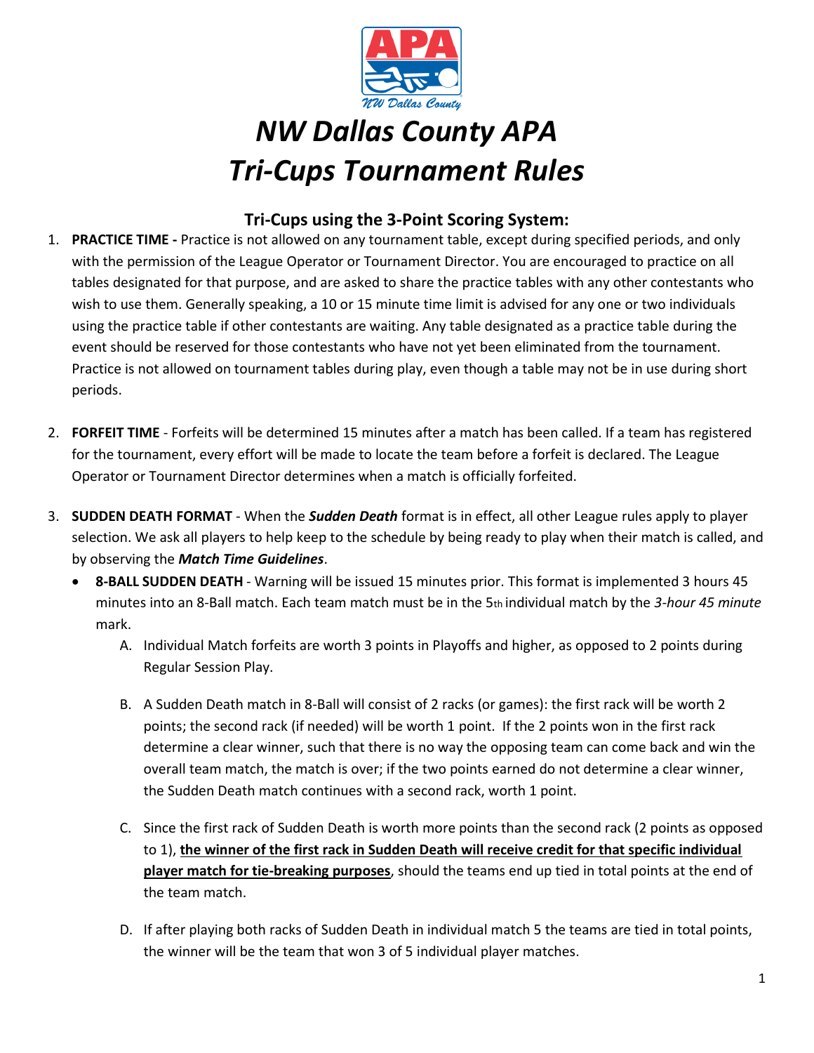# NW Dallas County APA
# Tri-Cups Tournament Rules

## Tri-Cups using the 3-Point Scoring System:

1. **PRACTICE TIME -** Practice is not allowed on any tournament table, except during specified periods, and only with the permission of the League Operator or Tournament Director. You are encouraged to practice on all tables designated for that purpose, and are asked to share the practice tables with any other contestants who wish to use them. Generally speaking, a 10 or 15 minute time limit is advised for any one or two individuals using the practice table if other contestants are waiting. Any table designated as a practice table during the event should be reserved for those contestants who have not yet been eliminated from the tournament. Practice is not allowed on tournament tables during play, even though a table may not be in use during short periods.

2. **FORFEIT TIME** - Forfeits will be determined 15 minutes after a match has been called. If a team has registered for the tournament, every effort will be made to locate the team before a forfeit is declared. The League Operator or Tournament Director determines when a match is officially forfeited.

3. **SUDDEN DEATH FORMAT** - When the ***Sudden Death*** format is in effect, all other League rules apply to player selection. We ask all players to help keep to the schedule by being ready to play when their match is called, and by observing the ***Match Time Guidelines***.
   - **8-BALL SUDDEN DEATH** - Warning will be issued 15 minutes prior. This format is implemented 3 hours 45 minutes into an 8-Ball match. Each team match must be in the 5th individual match by the *3-hour 45 minute* mark.
     A. Individual Match forfeits are worth 3 points in Playoffs and higher, as opposed to 2 points during Regular Session Play.

     B. A Sudden Death match in 8-Ball will consist of 2 racks (or games): the first rack will be worth 2 points; the second rack (if needed) will be worth 1 point. If the 2 points won in the first rack determine a clear winner, such that there is no way the opposing team can come back and win the overall team match, the match is over; if the two points earned do not determine a clear winner, the Sudden Death match continues with a second rack, worth 1 point.

     C. Since the first rack of Sudden Death is worth more points than the second rack (2 points as opposed to 1), **the winner of the first rack in Sudden Death will receive credit for that specific individual player match for tie-breaking purposes**, should the teams end up tied in total points at the end of the team match.

     D. If after playing both racks of Sudden Death in individual match 5 the teams are tied in total points, the winner will be the team that won 3 of 5 individual player matches.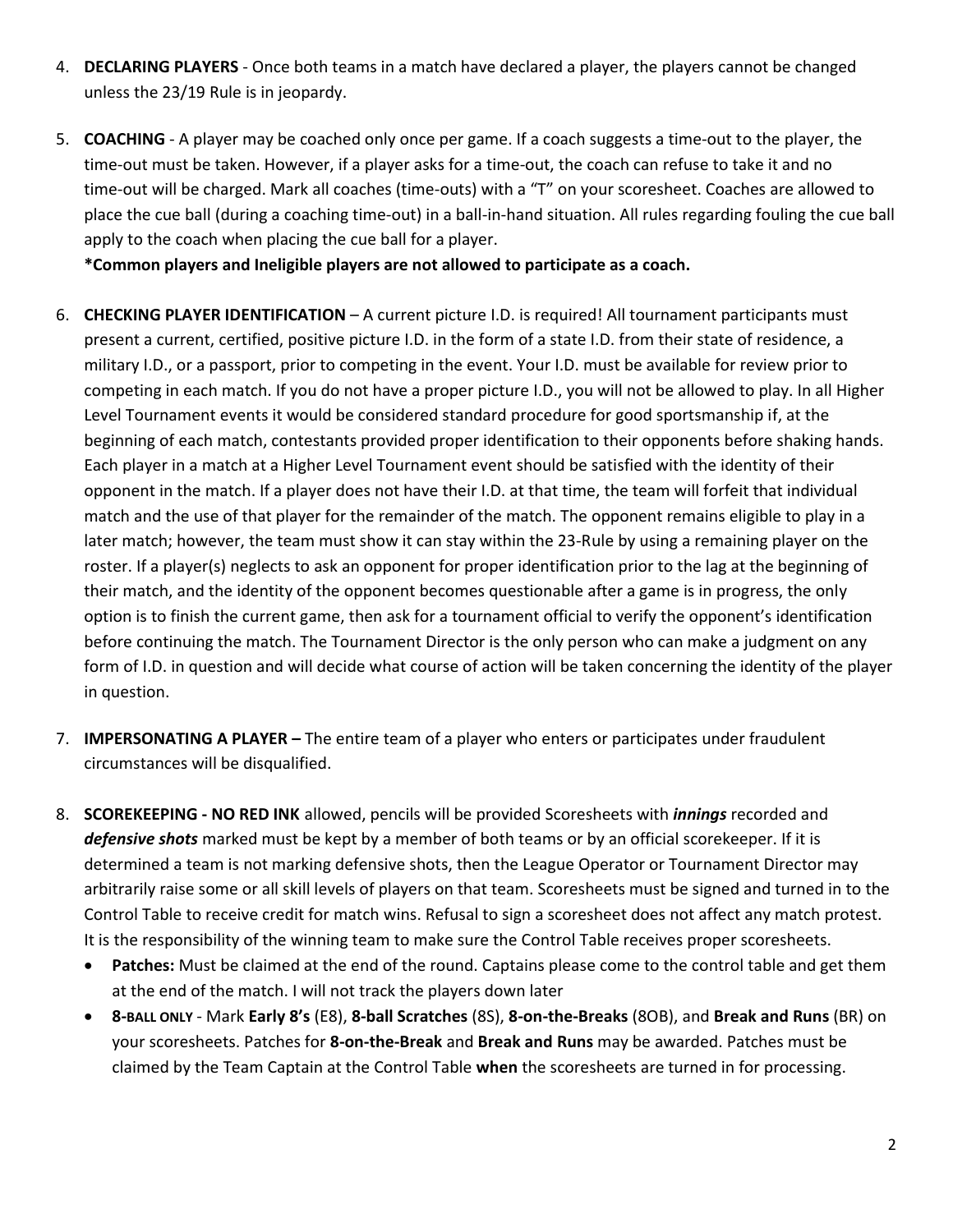4. **DECLARING PLAYERS** - Once both teams in a match have declared a player, the players cannot be changed unless the 23/19 Rule is in jeopardy.

5. **COACHING** - A player may be coached only once per game. If a coach suggests a time-out to the player, the time-out must be taken. However, if a player asks for a time-out, the coach can refuse to take it and no time-out will be charged. Mark all coaches (time-outs) with a "T" on your scoresheet. Coaches are allowed to place the cue ball (during a coaching time-out) in a ball-in-hand situation. All rules regarding fouling the cue ball apply to the coach when placing the cue ball for a player.
   **\*Common players and Ineligible players are not allowed to participate as a coach.**

6. **CHECKING PLAYER IDENTIFICATION** – A current picture I.D. is required! All tournament participants must present a current, certified, positive picture I.D. in the form of a state I.D. from their state of residence, a military I.D., or a passport, prior to competing in the event. Your I.D. must be available for review prior to competing in each match. If you do not have a proper picture I.D., you will not be allowed to play. In all Higher Level Tournament events it would be considered standard procedure for good sportsmanship if, at the beginning of each match, contestants provided proper identification to their opponents before shaking hands. Each player in a match at a Higher Level Tournament event should be satisfied with the identity of their opponent in the match. If a player does not have their I.D. at that time, the team will forfeit that individual match and the use of that player for the remainder of the match. The opponent remains eligible to play in a later match; however, the team must show it can stay within the 23-Rule by using a remaining player on the roster. If a player(s) neglects to ask an opponent for proper identification prior to the lag at the beginning of their match, and the identity of the opponent becomes questionable after a game is in progress, the only option is to finish the current game, then ask for a tournament official to verify the opponent's identification before continuing the match. The Tournament Director is the only person who can make a judgment on any form of I.D. in question and will decide what course of action will be taken concerning the identity of the player in question.

7. **IMPERSONATING A PLAYER –** The entire team of a player who enters or participates under fraudulent circumstances will be disqualified.

8. **SCOREKEEPING - NO RED INK** allowed, pencils will be provided Scoresheets with ***innings*** recorded and ***defensive shots*** marked must be kept by a member of both teams or by an official scorekeeper. If it is determined a team is not marking defensive shots, then the League Operator or Tournament Director may arbitrarily raise some or all skill levels of players on that team. Scoresheets must be signed and turned in to the Control Table to receive credit for match wins. Refusal to sign a scoresheet does not affect any match protest. It is the responsibility of the winning team to make sure the Control Table receives proper scoresheets.
   - **Patches:** Must be claimed at the end of the round. Captains please come to the control table and get them at the end of the match. I will not track the players down later
   - **8-BALL ONLY** - Mark **Early 8's** (E8), **8-ball Scratches** (8S), **8-on-the-Breaks** (8OB), and **Break and Runs** (BR) on your scoresheets. Patches for **8-on-the-Break** and **Break and Runs** may be awarded. Patches must be claimed by the Team Captain at the Control Table **when** the scoresheets are turned in for processing.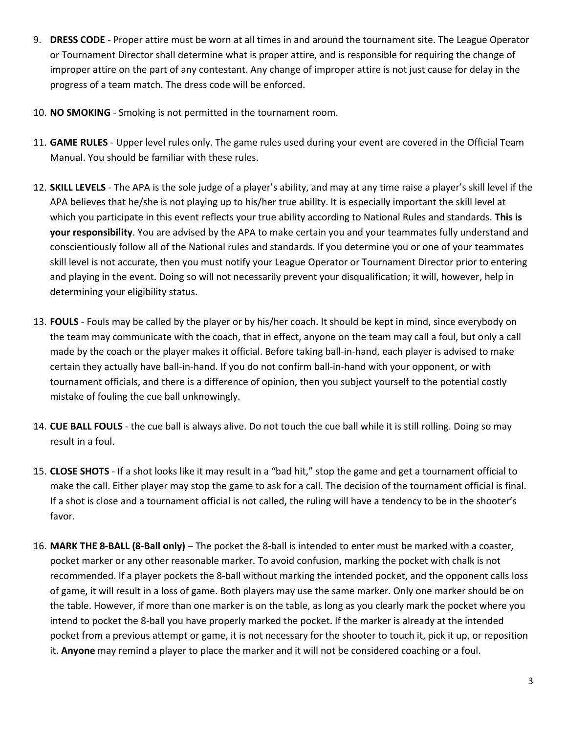9. **DRESS CODE** - Proper attire must be worn at all times in and around the tournament site. The League Operator or Tournament Director shall determine what is proper attire, and is responsible for requiring the change of improper attire on the part of any contestant. Any change of improper attire is not just cause for delay in the progress of a team match. The dress code will be enforced.

10. **NO SMOKING** - Smoking is not permitted in the tournament room.

11. **GAME RULES** - Upper level rules only. The game rules used during your event are covered in the Official Team Manual. You should be familiar with these rules.

12. **SKILL LEVELS** - The APA is the sole judge of a player's ability, and may at any time raise a player's skill level if the APA believes that he/she is not playing up to his/her true ability. It is especially important the skill level at which you participate in this event reflects your true ability according to National Rules and standards. **This is your responsibility**. You are advised by the APA to make certain you and your teammates fully understand and conscientiously follow all of the National rules and standards. If you determine you or one of your teammates skill level is not accurate, then you must notify your League Operator or Tournament Director prior to entering and playing in the event. Doing so will not necessarily prevent your disqualification; it will, however, help in determining your eligibility status.

13. **FOULS** - Fouls may be called by the player or by his/her coach. It should be kept in mind, since everybody on the team may communicate with the coach, that in effect, anyone on the team may call a foul, but only a call made by the coach or the player makes it official. Before taking ball-in-hand, each player is advised to make certain they actually have ball-in-hand. If you do not confirm ball-in-hand with your opponent, or with tournament officials, and there is a difference of opinion, then you subject yourself to the potential costly mistake of fouling the cue ball unknowingly.

14. **CUE BALL FOULS** - the cue ball is always alive. Do not touch the cue ball while it is still rolling. Doing so may result in a foul.

15. **CLOSE SHOTS** - If a shot looks like it may result in a "bad hit," stop the game and get a tournament official to make the call. Either player may stop the game to ask for a call. The decision of the tournament official is final. If a shot is close and a tournament official is not called, the ruling will have a tendency to be in the shooter's favor.

16. **MARK THE 8-BALL (8-Ball only)** – The pocket the 8-ball is intended to enter must be marked with a coaster, pocket marker or any other reasonable marker. To avoid confusion, marking the pocket with chalk is not recommended. If a player pockets the 8-ball without marking the intended pocket, and the opponent calls loss of game, it will result in a loss of game. Both players may use the same marker. Only one marker should be on the table. However, if more than one marker is on the table, as long as you clearly mark the pocket where you intend to pocket the 8-ball you have properly marked the pocket. If the marker is already at the intended pocket from a previous attempt or game, it is not necessary for the shooter to touch it, pick it up, or reposition it. **Anyone** may remind a player to place the marker and it will not be considered coaching or a foul.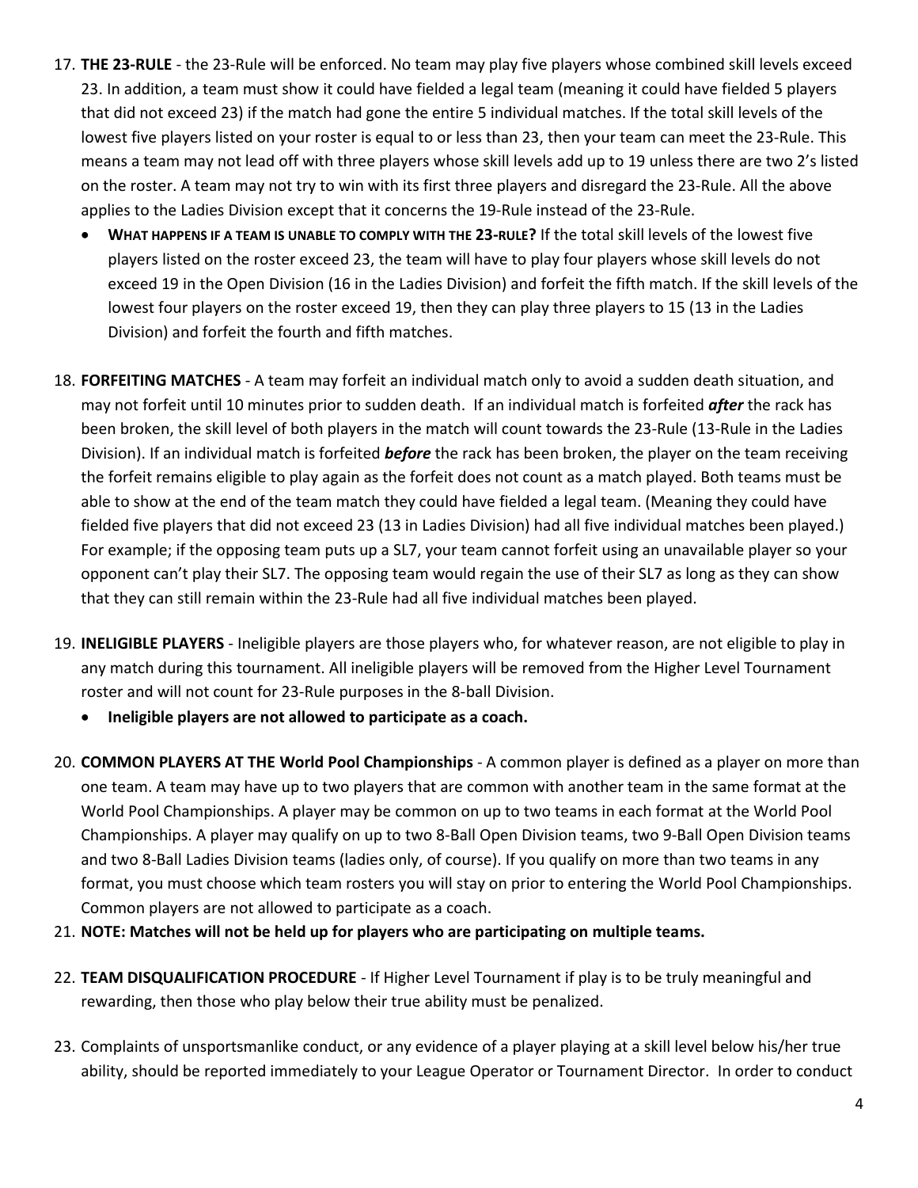17. **THE 23-RULE** - the 23-Rule will be enforced. No team may play five players whose combined skill levels exceed 23. In addition, a team must show it could have fielded a legal team (meaning it could have fielded 5 players that did not exceed 23) if the match had gone the entire 5 individual matches. If the total skill levels of the lowest five players listed on your roster is equal to or less than 23, then your team can meet the 23-Rule. This means a team may not lead off with three players whose skill levels add up to 19 unless there are two 2's listed on the roster. A team may not try to win with its first three players and disregard the 23-Rule. All the above applies to the Ladies Division except that it concerns the 19-Rule instead of the 23-Rule.
    - **WHAT HAPPENS IF A TEAM IS UNABLE TO COMPLY WITH THE 23-RULE?** If the total skill levels of the lowest five players listed on the roster exceed 23, the team will have to play four players whose skill levels do not exceed 19 in the Open Division (16 in the Ladies Division) and forfeit the fifth match. If the skill levels of the lowest four players on the roster exceed 19, then they can play three players to 15 (13 in the Ladies Division) and forfeit the fourth and fifth matches.

18. **FORFEITING MATCHES** - A team may forfeit an individual match only to avoid a sudden death situation, and may not forfeit until 10 minutes prior to sudden death. If an individual match is forfeited ***after*** the rack has been broken, the skill level of both players in the match will count towards the 23-Rule (13-Rule in the Ladies Division). If an individual match is forfeited ***before*** the rack has been broken, the player on the team receiving the forfeit remains eligible to play again as the forfeit does not count as a match played. Both teams must be able to show at the end of the team match they could have fielded a legal team. (Meaning they could have fielded five players that did not exceed 23 (13 in Ladies Division) had all five individual matches been played.) For example; if the opposing team puts up a SL7, your team cannot forfeit using an unavailable player so your opponent can't play their SL7. The opposing team would regain the use of their SL7 as long as they can show that they can still remain within the 23-Rule had all five individual matches been played.

19. **INELIGIBLE PLAYERS** - Ineligible players are those players who, for whatever reason, are not eligible to play in any match during this tournament. All ineligible players will be removed from the Higher Level Tournament roster and will not count for 23-Rule purposes in the 8-ball Division.
    - **Ineligible players are not allowed to participate as a coach.**

20. **COMMON PLAYERS AT THE World Pool Championships** - A common player is defined as a player on more than one team. A team may have up to two players that are common with another team in the same format at the World Pool Championships. A player may be common on up to two teams in each format at the World Pool Championships. A player may qualify on up to two 8-Ball Open Division teams, two 9-Ball Open Division teams and two 8-Ball Ladies Division teams (ladies only, of course). If you qualify on more than two teams in any format, you must choose which team rosters you will stay on prior to entering the World Pool Championships. Common players are not allowed to participate as a coach.

21. **NOTE: Matches will not be held up for players who are participating on multiple teams.**

22. **TEAM DISQUALIFICATION PROCEDURE** - If Higher Level Tournament if play is to be truly meaningful and rewarding, then those who play below their true ability must be penalized.

23. Complaints of unsportsmanlike conduct, or any evidence of a player playing at a skill level below his/her true ability, should be reported immediately to your League Operator or Tournament Director. In order to conduct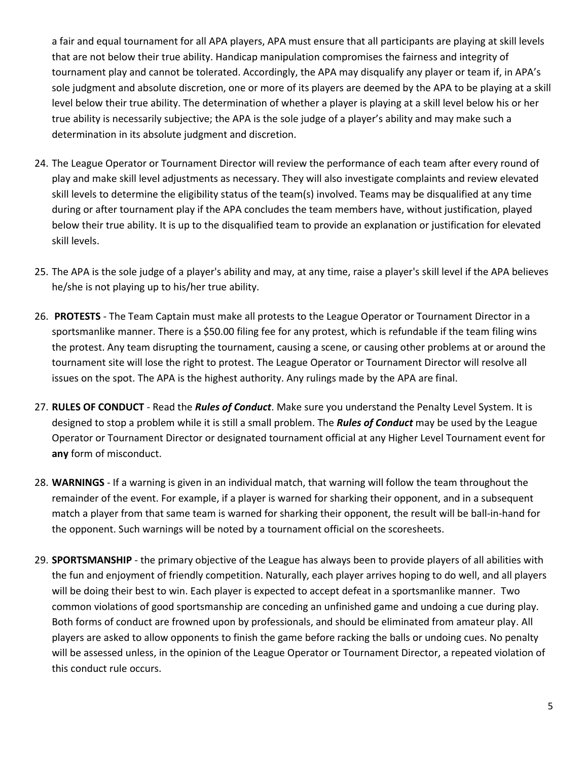a fair and equal tournament for all APA players, APA must ensure that all participants are playing at skill levels that are not below their true ability. Handicap manipulation compromises the fairness and integrity of tournament play and cannot be tolerated. Accordingly, the APA may disqualify any player or team if, in APA's sole judgment and absolute discretion, one or more of its players are deemed by the APA to be playing at a skill level below their true ability. The determination of whether a player is playing at a skill level below his or her true ability is necessarily subjective; the APA is the sole judge of a player's ability and may make such a determination in its absolute judgment and discretion.

24. The League Operator or Tournament Director will review the performance of each team after every round of play and make skill level adjustments as necessary. They will also investigate complaints and review elevated skill levels to determine the eligibility status of the team(s) involved. Teams may be disqualified at any time during or after tournament play if the APA concludes the team members have, without justification, played below their true ability. It is up to the disqualified team to provide an explanation or justification for elevated skill levels.

25. The APA is the sole judge of a player's ability and may, at any time, raise a player's skill level if the APA believes he/she is not playing up to his/her true ability.

26. **PROTESTS** - The Team Captain must make all protests to the League Operator or Tournament Director in a sportsmanlike manner. There is a $50.00 filing fee for any protest, which is refundable if the team filing wins the protest. Any team disrupting the tournament, causing a scene, or causing other problems at or around the tournament site will lose the right to protest. The League Operator or Tournament Director will resolve all issues on the spot. The APA is the highest authority. Any rulings made by the APA are final.

27. **RULES OF CONDUCT** - Read the ***Rules of Conduct***. Make sure you understand the Penalty Level System. It is designed to stop a problem while it is still a small problem. The ***Rules of Conduct*** may be used by the League Operator or Tournament Director or designated tournament official at any Higher Level Tournament event for **any** form of misconduct.

28. **WARNINGS** - If a warning is given in an individual match, that warning will follow the team throughout the remainder of the event. For example, if a player is warned for sharking their opponent, and in a subsequent match a player from that same team is warned for sharking their opponent, the result will be ball-in-hand for the opponent. Such warnings will be noted by a tournament official on the scoresheets.

29. **SPORTSMANSHIP** - the primary objective of the League has always been to provide players of all abilities with the fun and enjoyment of friendly competition. Naturally, each player arrives hoping to do well, and all players will be doing their best to win. Each player is expected to accept defeat in a sportsmanlike manner. Two common violations of good sportsmanship are conceding an unfinished game and undoing a cue during play. Both forms of conduct are frowned upon by professionals, and should be eliminated from amateur play. All players are asked to allow opponents to finish the game before racking the balls or undoing cues. No penalty will be assessed unless, in the opinion of the League Operator or Tournament Director, a repeated violation of this conduct rule occurs.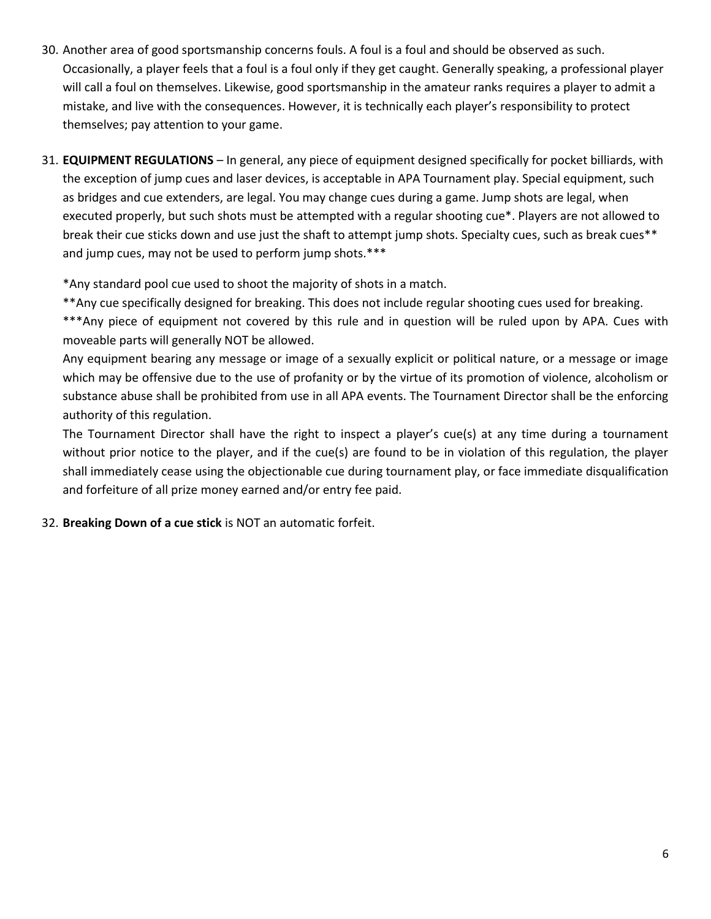30. Another area of good sportsmanship concerns fouls. A foul is a foul and should be observed as such. Occasionally, a player feels that a foul is a foul only if they get caught. Generally speaking, a professional player will call a foul on themselves. Likewise, good sportsmanship in the amateur ranks requires a player to admit a mistake, and live with the consequences. However, it is technically each player's responsibility to protect themselves; pay attention to your game.

31. **EQUIPMENT REGULATIONS** – In general, any piece of equipment designed specifically for pocket billiards, with the exception of jump cues and laser devices, is acceptable in APA Tournament play. Special equipment, such as bridges and cue extenders, are legal. You may change cues during a game. Jump shots are legal, when executed properly, but such shots must be attempted with a regular shooting cue*. Players are not allowed to break their cue sticks down and use just the shaft to attempt jump shots. Specialty cues, such as break cues** and jump cues, may not be used to perform jump shots.***

    *Any standard pool cue used to shoot the majority of shots in a match.

    **Any cue specifically designed for breaking. This does not include regular shooting cues used for breaking.

    ***Any piece of equipment not covered by this rule and in question will be ruled upon by APA. Cues with moveable parts will generally NOT be allowed.

    Any equipment bearing any message or image of a sexually explicit or political nature, or a message or image which may be offensive due to the use of profanity or by the virtue of its promotion of violence, alcoholism or substance abuse shall be prohibited from use in all APA events. The Tournament Director shall be the enforcing authority of this regulation.

    The Tournament Director shall have the right to inspect a player's cue(s) at any time during a tournament without prior notice to the player, and if the cue(s) are found to be in violation of this regulation, the player shall immediately cease using the objectionable cue during tournament play, or face immediate disqualification and forfeiture of all prize money earned and/or entry fee paid.

32. **Breaking Down of a cue stick** is NOT an automatic forfeit.